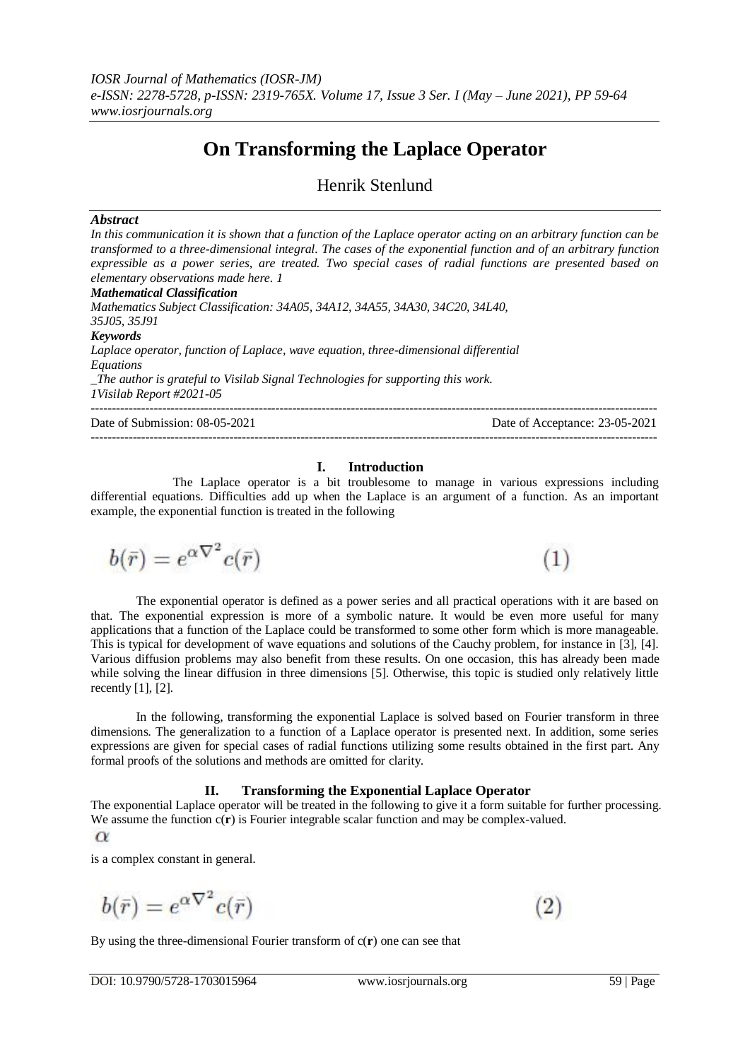# On Transforming the Laplace Operator

Henrik Stenlund

### *Abstract*

*In this communication it is shown that a function of the Laplace operator acting on an arbitrary function can be transformed to a three-dimensional integral. The cases of the exponential function and of an arbitrary function expressible as a power series, are treated. Two special cases of radial functions are presented based on elementary observations made here. 1*

***Mathematical Classification***

*Mathematics Subject Classification: 34A05, 34A12, 34A55, 34A30, 34C20, 34L40, 35J05, 35J91*

***Keywords***

*Laplace operator, function of Laplace, wave equation, three-dimensional differential Equations*

*_The author is grateful to Visilab Signal Technologies for supporting this work.*

*1Visilab Report #2021-05*

Date of Submission: 08-05-2021 Date of Acceptance: 23-05-2021

## I. Introduction

The Laplace operator is a bit troublesome to manage in various expressions including differential equations. Difficulties add up when the Laplace is an argument of a function. As an important example, the exponential function is treated in the following

$$b(\bar{r}) = e^{\alpha \nabla^2} c(\bar{r}) \tag{1}$$

The exponential operator is defined as a power series and all practical operations with it are based on that. The exponential expression is more of a symbolic nature. It would be even more useful for many applications that a function of the Laplace could be transformed to some other form which is more manageable. This is typical for development of wave equations and solutions of the Cauchy problem, for instance in [3], [4]. Various diffusion problems may also benefit from these results. On one occasion, this has already been made while solving the linear diffusion in three dimensions [5]. Otherwise, this topic is studied only relatively little recently [1], [2].

In the following, transforming the exponential Laplace is solved based on Fourier transform in three dimensions. The generalization to a function of a Laplace operator is presented next. In addition, some series expressions are given for special cases of radial functions utilizing some results obtained in the first part. Any formal proofs of the solutions and methods are omitted for clarity.

## II. Transforming the Exponential Laplace Operator

The exponential Laplace operator will be treated in the following to give it a form suitable for further processing. We assume the function c(**r**) is Fourier integrable scalar function and may be complex-valued.

$\alpha$

is a complex constant in general.

$$b(\bar{r}) = e^{\alpha \nabla^2} c(\bar{r}) \tag{2}$$

By using the three-dimensional Fourier transform of c(**r**) one can see that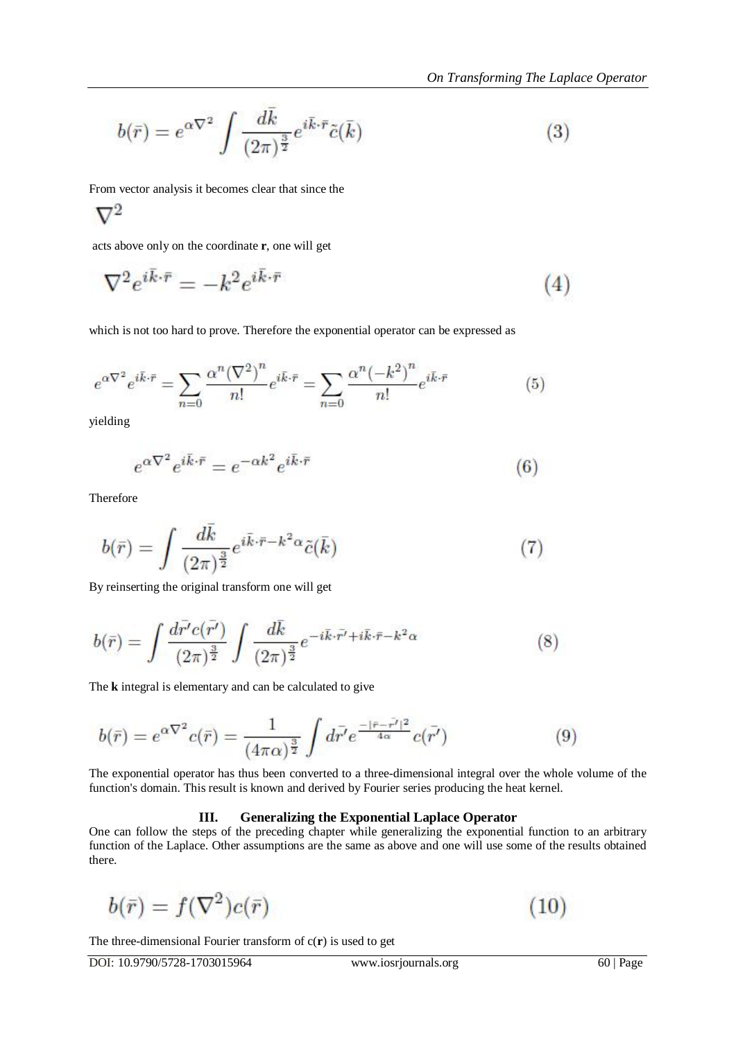$$b(\bar{r}) = e^{\alpha\nabla^2} \int \frac{d\bar{k}}{(2\pi)^{\frac{3}{2}}} e^{i\bar{k}\cdot\bar{r}} \tilde{c}(\bar{k}) \tag{3}$$

From vector analysis it becomes clear that since the

$$\nabla^2$$

acts above only on the coordinate **r**, one will get

$$\nabla^2 e^{i\bar{k}\cdot\bar{r}} = -k^2 e^{i\bar{k}\cdot\bar{r}} \tag{4}$$

which is not too hard to prove. Therefore the exponential operator can be expressed as

$$e^{\alpha\nabla^2} e^{i\bar{k}\cdot\bar{r}} = \sum_{n=0} \frac{\alpha^n (\nabla^2)^n}{n!} e^{i\bar{k}\cdot\bar{r}} = \sum_{n=0} \frac{\alpha^n (-k^2)^n}{n!} e^{i\bar{k}\cdot\bar{r}} \tag{5}$$

yielding

$$e^{\alpha\nabla^2} e^{i\bar{k}\cdot\bar{r}} = e^{-\alpha k^2} e^{i\bar{k}\cdot\bar{r}} \tag{6}$$

Therefore

$$b(\bar{r}) = \int \frac{d\bar{k}}{(2\pi)^{\frac{3}{2}}} e^{i\bar{k}\cdot\bar{r} - k^2\alpha} \tilde{c}(\bar{k}) \tag{7}$$

By reinserting the original transform one will get

$$b(\bar{r}) = \int \frac{d\bar{r'} c(\bar{r'})}{(2\pi)^{\frac{3}{2}}} \int \frac{d\bar{k}}{(2\pi)^{\frac{3}{2}}} e^{-i\bar{k}\cdot\bar{r'} + i\bar{k}\cdot\bar{r} - k^2\alpha} \tag{8}$$

The **k** integral is elementary and can be calculated to give

$$b(\bar{r}) = e^{\alpha\nabla^2} c(\bar{r}) = \frac{1}{(4\pi\alpha)^{\frac{3}{2}}} \int d\bar{r'} e^{\frac{-|\bar{r} - \bar{r'}|^2}{4\alpha}} c(\bar{r'}) \tag{9}$$

The exponential operator has thus been converted to a three-dimensional integral over the whole volume of the function's domain. This result is known and derived by Fourier series producing the heat kernel.

## III. Generalizing the Exponential Laplace Operator

One can follow the steps of the preceding chapter while generalizing the exponential function to an arbitrary function of the Laplace. Other assumptions are the same as above and one will use some of the results obtained there.

$$b(\bar{r}) = f(\nabla^2) c(\bar{r}) \tag{10}$$

The three-dimensional Fourier transform of c(**r**) is used to get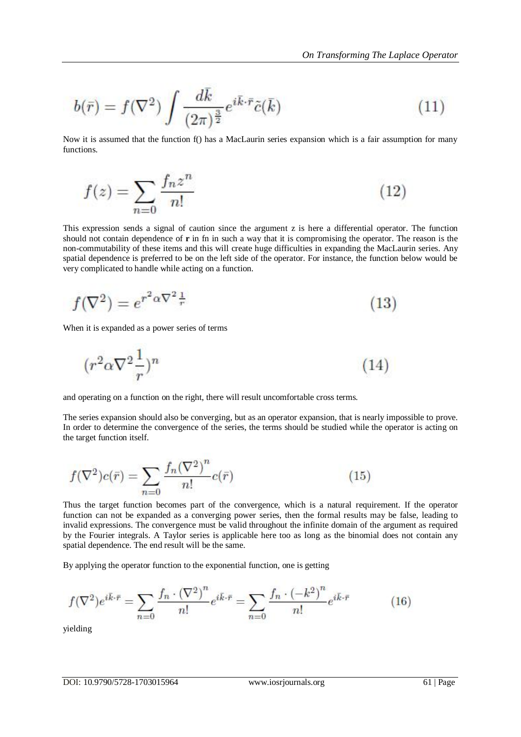$$b(\bar{r}) = f(\nabla^2) \int \frac{d\bar{k}}{(2\pi)^{\frac{3}{2}}} e^{i\bar{k}\cdot\bar{r}} \tilde{c}(\bar{k}) \tag{11}$$

Now it is assumed that the function f() has a MacLaurin series expansion which is a fair assumption for many functions.

$$f(z) = \sum_{n=0} \frac{f_n z^n}{n!} \tag{12}$$

This expression sends a signal of caution since the argument z is here a differential operator. The function should not contain dependence of **r** in fn in such a way that it is compromising the operator. The reason is the non-commutability of these items and this will create huge difficulties in expanding the MacLaurin series. Any spatial dependence is preferred to be on the left side of the operator. For instance, the function below would be very complicated to handle while acting on a function.

$$f(\nabla^2) = e^{r^2 \alpha \nabla^2 \frac{1}{r}} \tag{13}$$

When it is expanded as a power series of terms

$$(r^2 \alpha \nabla^2 \frac{1}{r})^n \tag{14}$$

and operating on a function on the right, there will result uncomfortable cross terms.

The series expansion should also be converging, but as an operator expansion, that is nearly impossible to prove. In order to determine the convergence of the series, the terms should be studied while the operator is acting on the target function itself.

$$f(\nabla^2) c(\bar{r}) = \sum_{n=0} \frac{f_n (\nabla^2)^n}{n!} c(\bar{r}) \tag{15}$$

Thus the target function becomes part of the convergence, which is a natural requirement. If the operator function can not be expanded as a converging power series, then the formal results may be false, leading to invalid expressions. The convergence must be valid throughout the infinite domain of the argument as required by the Fourier integrals. A Taylor series is applicable here too as long as the binomial does not contain any spatial dependence. The end result will be the same.

By applying the operator function to the exponential function, one is getting

$$f(\nabla^2) e^{i\bar{k}\cdot\bar{r}} = \sum_{n=0} \frac{f_n \cdot (\nabla^2)^n}{n!} e^{i\bar{k}\cdot\bar{r}} = \sum_{n=0} \frac{f_n \cdot (-k^2)^n}{n!} e^{i\bar{k}\cdot\bar{r}} \tag{16}$$

yielding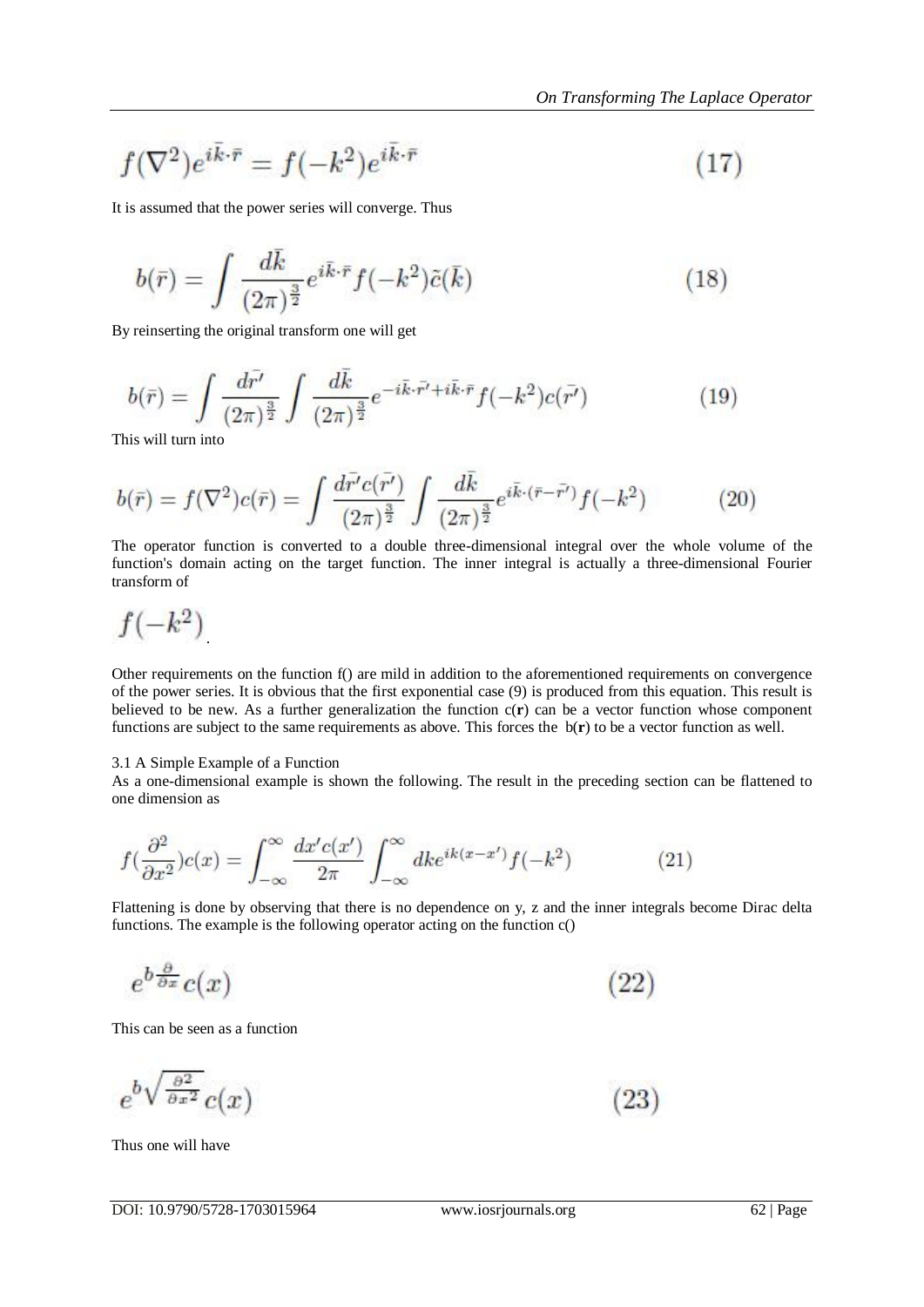$$f(\nabla^2)e^{i\bar{k}\cdot\bar{r}} = f(-k^2)e^{i\bar{k}\cdot\bar{r}} \tag{17}$$

It is assumed that the power series will converge. Thus

$$b(\bar{r}) = \int \frac{d\bar{k}}{(2\pi)^{\frac{3}{2}}} e^{i\bar{k}\cdot\bar{r}} f(-k^2)\tilde{c}(\bar{k}) \tag{18}$$

By reinserting the original transform one will get

$$b(\bar{r}) = \int \frac{d\bar{r'}}{(2\pi)^{\frac{3}{2}}} \int \frac{d\bar{k}}{(2\pi)^{\frac{3}{2}}} e^{-i\bar{k}\cdot\bar{r'}+i\bar{k}\cdot\bar{r}} f(-k^2)c(\bar{r'}) \tag{19}$$

This will turn into

$$b(\bar{r}) = f(\nabla^2)c(\bar{r}) = \int \frac{d\bar{r'}c(\bar{r'})}{(2\pi)^{\frac{3}{2}}} \int \frac{d\bar{k}}{(2\pi)^{\frac{3}{2}}} e^{i\bar{k}\cdot(\bar{r}-\bar{r'})} f(-k^2) \tag{20}$$

The operator function is converted to a double three-dimensional integral over the whole volume of the function's domain acting on the target function. The inner integral is actually a three-dimensional Fourier transform of

$$f(-k^2).$$

Other requirements on the function f() are mild in addition to the aforementioned requirements on convergence of the power series. It is obvious that the first exponential case (9) is produced from this equation. This result is believed to be new. As a further generalization the function c(**r**) can be a vector function whose component functions are subject to the same requirements as above. This forces the b(**r**) to be a vector function as well.

### 3.1 A Simple Example of a Function

As a one-dimensional example is shown the following. The result in the preceding section can be flattened to one dimension as

$$f(\frac{\partial^2}{\partial x^2})c(x) = \int_{-\infty}^{\infty} \frac{dx'c(x')}{2\pi} \int_{-\infty}^{\infty} dk e^{ik(x-x')} f(-k^2) \tag{21}$$

Flattening is done by observing that there is no dependence on y, z and the inner integrals become Dirac delta functions. The example is the following operator acting on the function c()

$$e^{b\frac{\partial}{\partial x}}c(x) \tag{22}$$

This can be seen as a function

$$e^{b\sqrt{\frac{\partial^2}{\partial x^2}}}c(x) \tag{23}$$

Thus one will have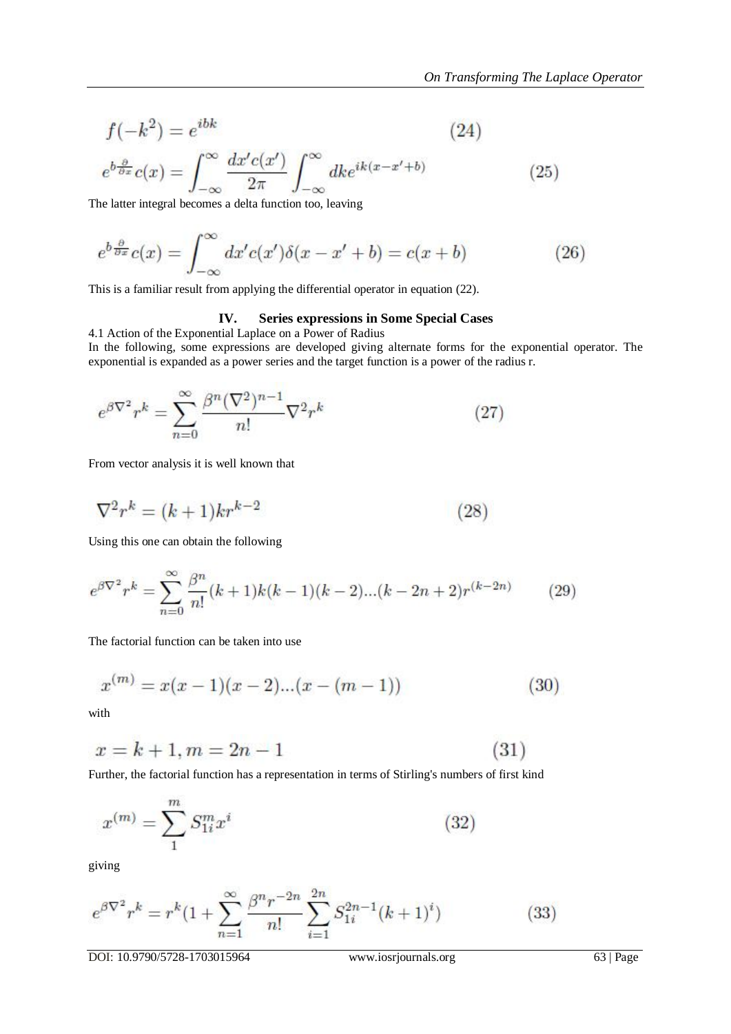$$f(-k^2) = e^{ibk} \tag{24}$$

$$e^{b\frac{\partial}{\partial x}}c(x) = \int_{-\infty}^{\infty} \frac{dx'c(x')}{2\pi} \int_{-\infty}^{\infty} dk e^{ik(x-x'+b)} \tag{25}$$

The latter integral becomes a delta function too, leaving

$$e^{b\frac{\partial}{\partial x}}c(x) = \int_{-\infty}^{\infty} dx'c(x')\delta(x-x'+b) = c(x+b) \tag{26}$$

This is a familiar result from applying the differential operator in equation (22).

## IV. Series expressions in Some Special Cases

4.1 Action of the Exponential Laplace on a Power of Radius

In the following, some expressions are developed giving alternate forms for the exponential operator. The exponential is expanded as a power series and the target function is a power of the radius r.

$$e^{\beta\nabla^2} r^k = \sum_{n=0}^{\infty} \frac{\beta^n (\nabla^2)^{n-1}}{n!} \nabla^2 r^k \tag{27}$$

From vector analysis it is well known that

$$\nabla^2 r^k = (k+1)kr^{k-2} \tag{28}$$

Using this one can obtain the following

$$e^{\beta\nabla^2} r^k = \sum_{n=0}^{\infty} \frac{\beta^n}{n!}(k+1)k(k-1)(k-2)...(k-2n+2)r^{(k-2n)} \tag{29}$$

The factorial function can be taken into use

$$x^{(m)} = x(x-1)(x-2)...(x-(m-1)) \tag{30}$$

with

$$x = k+1, m = 2n-1 \tag{31}$$

Further, the factorial function has a representation in terms of Stirling's numbers of first kind

$$x^{(m)} = \sum_{1}^{m} S_{1i}^{m} x^i \tag{32}$$

giving

$$e^{\beta\nabla^2} r^k = r^k \left(1 + \sum_{n=1}^{\infty} \frac{\beta^n r^{-2n}}{n!} \sum_{i=1}^{2n} S_{1i}^{2n-1}(k+1)^i\right) \tag{33}$$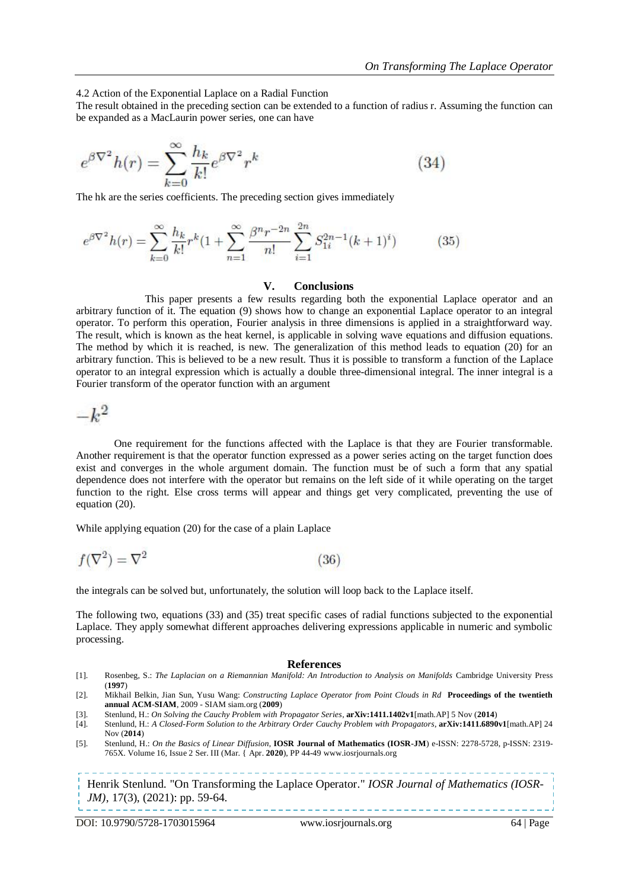4.2 Action of the Exponential Laplace on a Radial Function

The result obtained in the preceding section can be extended to a function of radius r. Assuming the function can be expanded as a MacLaurin power series, one can have

$$e^{\beta\nabla^2}h(r) = \sum_{k=0}^{\infty}\frac{h_k}{k!}e^{\beta\nabla^2}r^k \tag{34}$$

The hk are the series coefficients. The preceding section gives immediately

$$e^{\beta\nabla^2}h(r) = \sum_{k=0}^{\infty}\frac{h_k}{k!}r^k(1+\sum_{n=1}^{\infty}\frac{\beta^n r^{-2n}}{n!}\sum_{i=1}^{2n}S_{1i}^{2n-1}(k+1)^i) \tag{35}$$

## V. Conclusions

This paper presents a few results regarding both the exponential Laplace operator and an arbitrary function of it. The equation (9) shows how to change an exponential Laplace operator to an integral operator. To perform this operation, Fourier analysis in three dimensions is applied in a straightforward way. The result, which is known as the heat kernel, is applicable in solving wave equations and diffusion equations. The method by which it is reached, is new. The generalization of this method leads to equation (20) for an arbitrary function. This is believed to be a new result. Thus it is possible to transform a function of the Laplace operator to an integral expression which is actually a double three-dimensional integral. The inner integral is a Fourier transform of the operator function with an argument

$$-k^2$$

One requirement for the functions affected with the Laplace is that they are Fourier transformable. Another requirement is that the operator function expressed as a power series acting on the target function does exist and converges in the whole argument domain. The function must be of such a form that any spatial dependence does not interfere with the operator but remains on the left side of it while operating on the target function to the right. Else cross terms will appear and things get very complicated, preventing the use of equation (20).

While applying equation (20) for the case of a plain Laplace

$$f(\nabla^2) = \nabla^2 \tag{36}$$

the integrals can be solved but, unfortunately, the solution will loop back to the Laplace itself.

The following two, equations (33) and (35) treat specific cases of radial functions subjected to the exponential Laplace. They apply somewhat different approaches delivering expressions applicable in numeric and symbolic processing.

## References

[1]. Rosenbeg, S.: *The Laplacian on a Riemannian Manifold: An Introduction to Analysis on Manifolds* Cambridge University Press (**1997**)

[2]. Mikhail Belkin, Jian Sun, Yusu Wang: *Constructing Laplace Operator from Point Clouds in Rd* **Proceedings of the twentieth annual ACM-SIAM**, 2009 - SIAM siam.org (**2009**)

[3]. Stenlund, H.: *On Solving the Cauchy Problem with Propagator Series*, **arXiv:1411.1402v1**[math.AP] 5 Nov (**2014**)

[4]. Stenlund, H.: *A Closed-Form Solution to the Arbitrary Order Cauchy Problem with Propagators*, **arXiv:1411.6890v1**[math.AP] 24 Nov (**2014**)

[5]. Stenlund, H.: *On the Basics of Linear Diffusion*, **IOSR Journal of Mathematics (IOSR-JM**) e-ISSN: 2278-5728, p-ISSN: 2319-765X. Volume 16, Issue 2 Ser. III (Mar. { Apr. **2020**), PP 44-49 www.iosrjournals.org

Henrik Stenlund. "On Transforming the Laplace Operator." *IOSR Journal of Mathematics (IOSR-JM)*, 17(3), (2021): pp. 59-64.